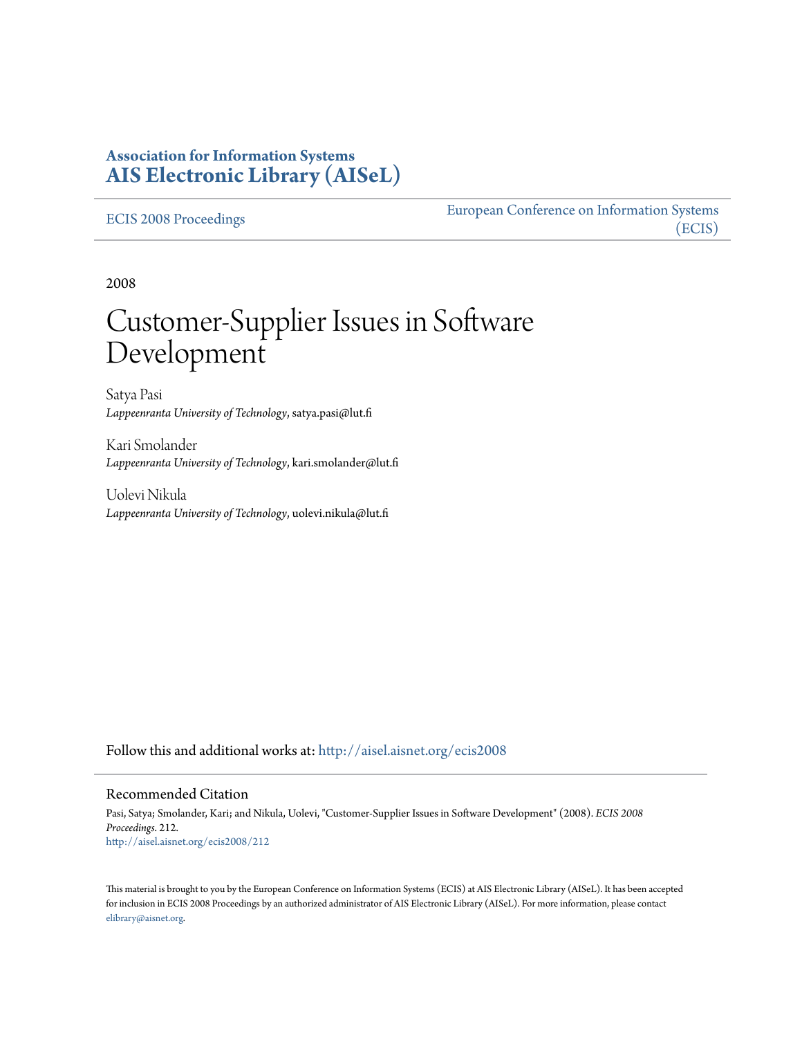**Association for Information Systems**
**AIS Electronic Library (AISeL)**

ECIS 2008 Proceedings

European Conference on Information Systems (ECIS)

2008

# Customer-Supplier Issues in Software Development

Satya Pasi
*Lappeenranta University of Technology*, satya.pasi@lut.fi

Kari Smolander
*Lappeenranta University of Technology*, kari.smolander@lut.fi

Uolevi Nikula
*Lappeenranta University of Technology*, uolevi.nikula@lut.fi

Follow this and additional works at: http://aisel.aisnet.org/ecis2008

## Recommended Citation

Pasi, Satya; Smolander, Kari; and Nikula, Uolevi, "Customer-Supplier Issues in Software Development" (2008). *ECIS 2008 Proceedings*. 212.
http://aisel.aisnet.org/ecis2008/212

This material is brought to you by the European Conference on Information Systems (ECIS) at AIS Electronic Library (AISeL). It has been accepted for inclusion in ECIS 2008 Proceedings by an authorized administrator of AIS Electronic Library (AISeL). For more information, please contact elibrary@aisnet.org.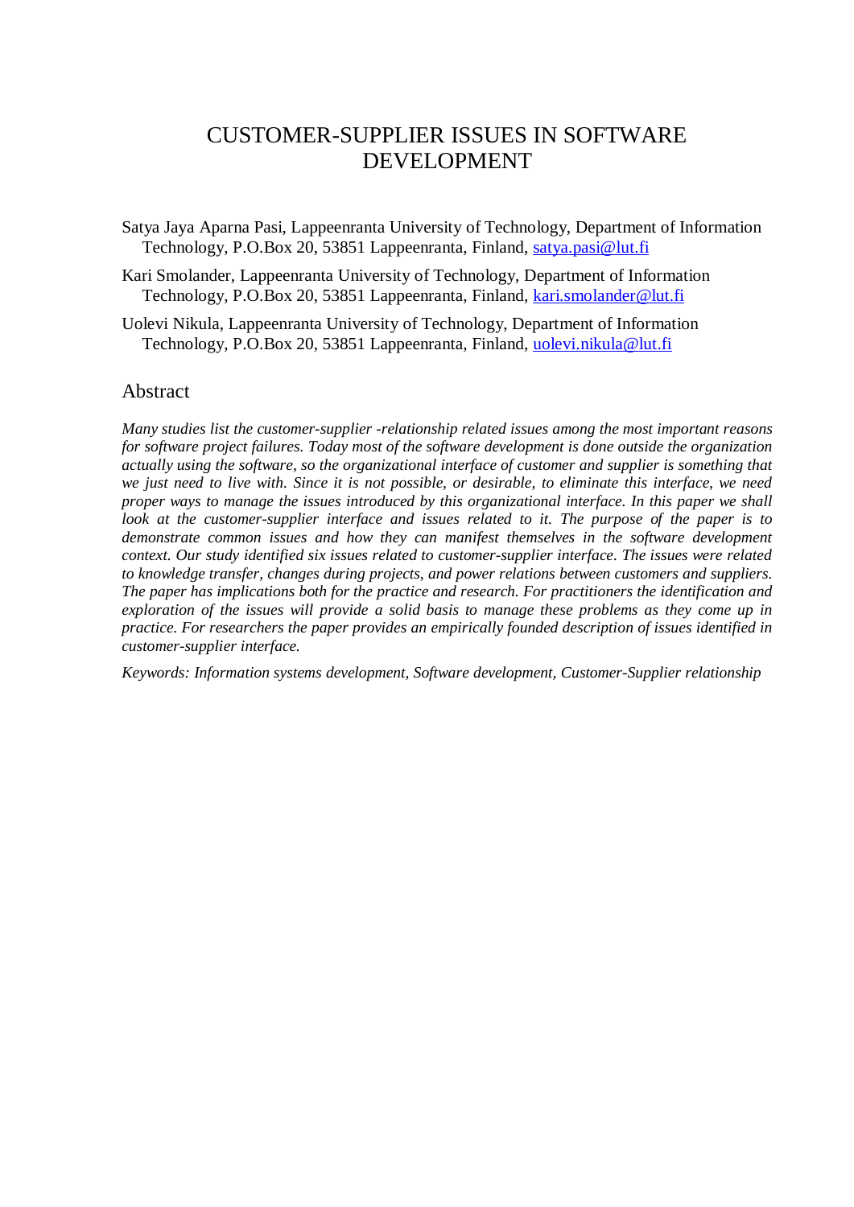# CUSTOMER-SUPPLIER ISSUES IN SOFTWARE DEVELOPMENT

Satya Jaya Aparna Pasi, Lappeenranta University of Technology, Department of Information Technology, P.O.Box 20, 53851 Lappeenranta, Finland, satya.pasi@lut.fi

Kari Smolander, Lappeenranta University of Technology, Department of Information Technology, P.O.Box 20, 53851 Lappeenranta, Finland, kari.smolander@lut.fi

Uolevi Nikula, Lappeenranta University of Technology, Department of Information Technology, P.O.Box 20, 53851 Lappeenranta, Finland, uolevi.nikula@lut.fi

## Abstract

*Many studies list the customer-supplier -relationship related issues among the most important reasons for software project failures. Today most of the software development is done outside the organization actually using the software, so the organizational interface of customer and supplier is something that we just need to live with. Since it is not possible, or desirable, to eliminate this interface, we need proper ways to manage the issues introduced by this organizational interface. In this paper we shall look at the customer-supplier interface and issues related to it. The purpose of the paper is to demonstrate common issues and how they can manifest themselves in the software development context. Our study identified six issues related to customer-supplier interface. The issues were related to knowledge transfer, changes during projects, and power relations between customers and suppliers. The paper has implications both for the practice and research. For practitioners the identification and exploration of the issues will provide a solid basis to manage these problems as they come up in practice. For researchers the paper provides an empirically founded description of issues identified in customer-supplier interface.*

*Keywords: Information systems development, Software development, Customer-Supplier relationship*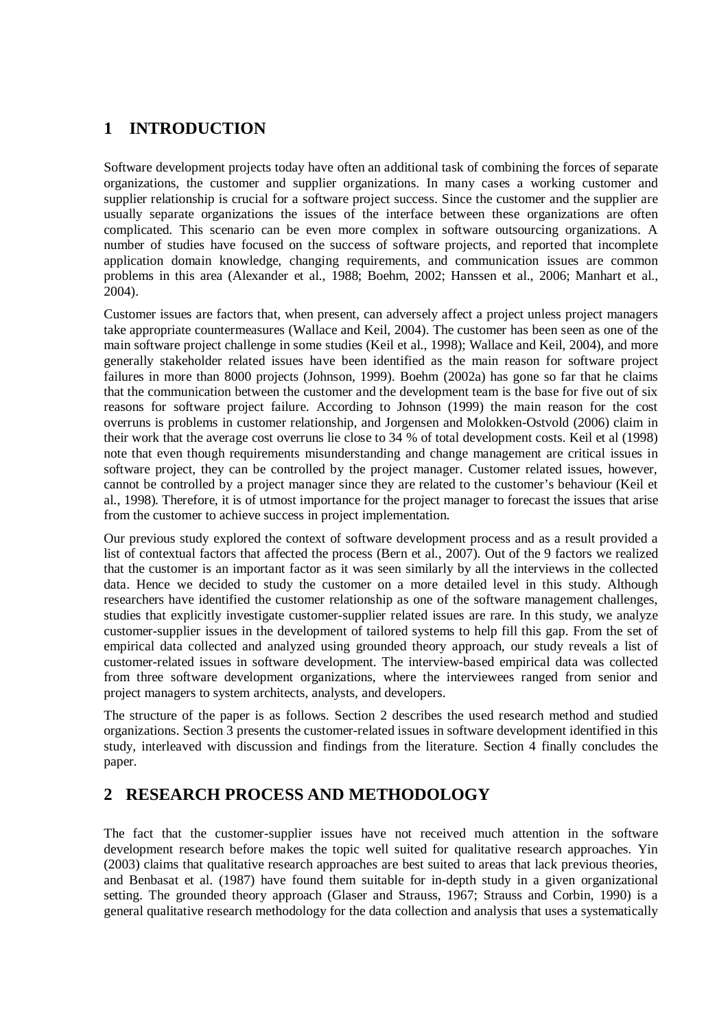# 1 INTRODUCTION

Software development projects today have often an additional task of combining the forces of separate organizations, the customer and supplier organizations. In many cases a working customer and supplier relationship is crucial for a software project success. Since the customer and the supplier are usually separate organizations the issues of the interface between these organizations are often complicated. This scenario can be even more complex in software outsourcing organizations. A number of studies have focused on the success of software projects, and reported that incomplete application domain knowledge, changing requirements, and communication issues are common problems in this area (Alexander et al., 1988; Boehm, 2002; Hanssen et al., 2006; Manhart et al., 2004).

Customer issues are factors that, when present, can adversely affect a project unless project managers take appropriate countermeasures (Wallace and Keil, 2004). The customer has been seen as one of the main software project challenge in some studies (Keil et al., 1998); Wallace and Keil, 2004), and more generally stakeholder related issues have been identified as the main reason for software project failures in more than 8000 projects (Johnson, 1999). Boehm (2002a) has gone so far that he claims that the communication between the customer and the development team is the base for five out of six reasons for software project failure. According to Johnson (1999) the main reason for the cost overruns is problems in customer relationship, and Jorgensen and Molokken-Ostvold (2006) claim in their work that the average cost overruns lie close to 34 % of total development costs. Keil et al (1998) note that even though requirements misunderstanding and change management are critical issues in software project, they can be controlled by the project manager. Customer related issues, however, cannot be controlled by a project manager since they are related to the customer's behaviour (Keil et al., 1998). Therefore, it is of utmost importance for the project manager to forecast the issues that arise from the customer to achieve success in project implementation.

Our previous study explored the context of software development process and as a result provided a list of contextual factors that affected the process (Bern et al., 2007). Out of the 9 factors we realized that the customer is an important factor as it was seen similarly by all the interviews in the collected data. Hence we decided to study the customer on a more detailed level in this study. Although researchers have identified the customer relationship as one of the software management challenges, studies that explicitly investigate customer-supplier related issues are rare. In this study, we analyze customer-supplier issues in the development of tailored systems to help fill this gap. From the set of empirical data collected and analyzed using grounded theory approach, our study reveals a list of customer-related issues in software development. The interview-based empirical data was collected from three software development organizations, where the interviewees ranged from senior and project managers to system architects, analysts, and developers.

The structure of the paper is as follows. Section 2 describes the used research method and studied organizations. Section 3 presents the customer-related issues in software development identified in this study, interleaved with discussion and findings from the literature. Section 4 finally concludes the paper.

# 2 RESEARCH PROCESS AND METHODOLOGY

The fact that the customer-supplier issues have not received much attention in the software development research before makes the topic well suited for qualitative research approaches. Yin (2003) claims that qualitative research approaches are best suited to areas that lack previous theories, and Benbasat et al. (1987) have found them suitable for in-depth study in a given organizational setting. The grounded theory approach (Glaser and Strauss, 1967; Strauss and Corbin, 1990) is a general qualitative research methodology for the data collection and analysis that uses a systematically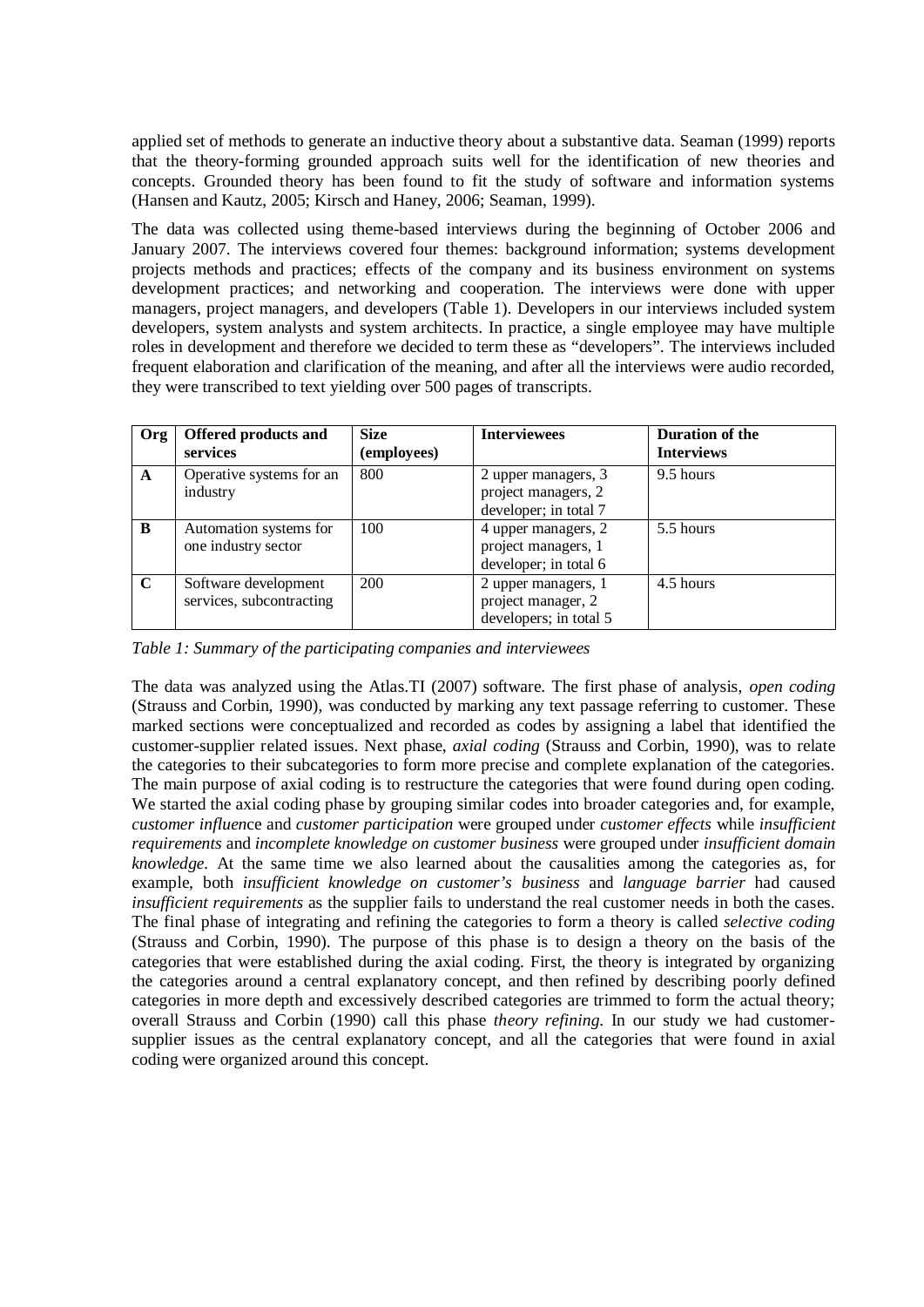applied set of methods to generate an inductive theory about a substantive data. Seaman (1999) reports that the theory-forming grounded approach suits well for the identification of new theories and concepts. Grounded theory has been found to fit the study of software and information systems (Hansen and Kautz, 2005; Kirsch and Haney, 2006; Seaman, 1999).

The data was collected using theme-based interviews during the beginning of October 2006 and January 2007. The interviews covered four themes: background information; systems development projects methods and practices; effects of the company and its business environment on systems development practices; and networking and cooperation. The interviews were done with upper managers, project managers, and developers (Table 1). Developers in our interviews included system developers, system analysts and system architects. In practice, a single employee may have multiple roles in development and therefore we decided to term these as "developers". The interviews included frequent elaboration and clarification of the meaning, and after all the interviews were audio recorded, they were transcribed to text yielding over 500 pages of transcripts.

| Org | Offered products and services | Size (employees) | Interviewees | Duration of the Interviews |
|---|---|---|---|---|
| **A** | Operative systems for an industry | 800 | 2 upper managers, 3 project managers, 2 developer; in total 7 | 9.5 hours |
| **B** | Automation systems for one industry sector | 100 | 4 upper managers, 2 project managers, 1 developer; in total 6 | 5.5 hours |
| **C** | Software development services, subcontracting | 200 | 2 upper managers, 1 project manager, 2 developers; in total 5 | 4.5 hours |

*Table 1: Summary of the participating companies and interviewees*

The data was analyzed using the Atlas.TI (2007) software. The first phase of analysis, *open coding* (Strauss and Corbin, 1990), was conducted by marking any text passage referring to customer. These marked sections were conceptualized and recorded as codes by assigning a label that identified the customer-supplier related issues. Next phase, *axial coding* (Strauss and Corbin, 1990), was to relate the categories to their subcategories to form more precise and complete explanation of the categories. The main purpose of axial coding is to restructure the categories that were found during open coding. We started the axial coding phase by grouping similar codes into broader categories and, for example, *customer influence* and *customer participation* were grouped under *customer effects* while *insufficient requirements* and *incomplete knowledge on customer business* were grouped under *insufficient domain knowledge*. At the same time we also learned about the causalities among the categories as, for example, both *insufficient knowledge on customer's business* and *language barrier* had caused *insufficient requirements* as the supplier fails to understand the real customer needs in both the cases. The final phase of integrating and refining the categories to form a theory is called *selective coding* (Strauss and Corbin, 1990). The purpose of this phase is to design a theory on the basis of the categories that were established during the axial coding. First, the theory is integrated by organizing the categories around a central explanatory concept, and then refined by describing poorly defined categories in more depth and excessively described categories are trimmed to form the actual theory; overall Strauss and Corbin (1990) call this phase *theory refining*. In our study we had customer-supplier issues as the central explanatory concept, and all the categories that were found in axial coding were organized around this concept.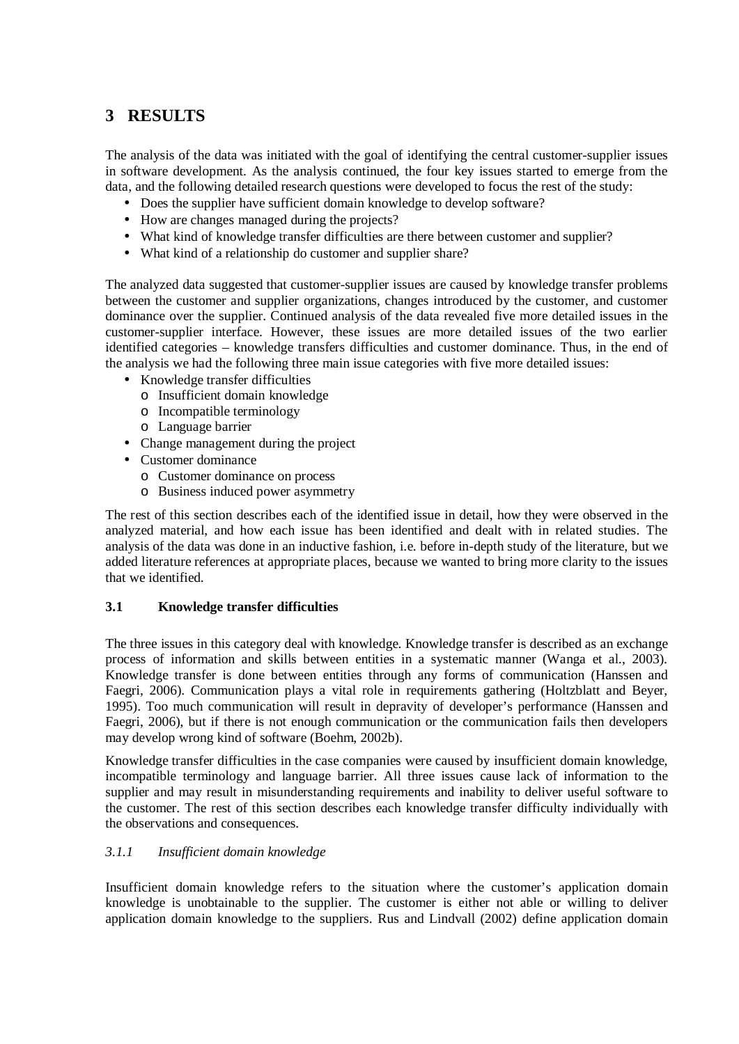# 3 RESULTS

The analysis of the data was initiated with the goal of identifying the central customer-supplier issues in software development. As the analysis continued, the four key issues started to emerge from the data, and the following detailed research questions were developed to focus the rest of the study:

- Does the supplier have sufficient domain knowledge to develop software?
- How are changes managed during the projects?
- What kind of knowledge transfer difficulties are there between customer and supplier?
- What kind of a relationship do customer and supplier share?

The analyzed data suggested that customer-supplier issues are caused by knowledge transfer problems between the customer and supplier organizations, changes introduced by the customer, and customer dominance over the supplier. Continued analysis of the data revealed five more detailed issues in the customer-supplier interface. However, these issues are more detailed issues of the two earlier identified categories – knowledge transfers difficulties and customer dominance. Thus, in the end of the analysis we had the following three main issue categories with five more detailed issues:

- Knowledge transfer difficulties
  - Insufficient domain knowledge
  - Incompatible terminology
  - Language barrier
- Change management during the project
- Customer dominance
  - Customer dominance on process
  - Business induced power asymmetry

The rest of this section describes each of the identified issue in detail, how they were observed in the analyzed material, and how each issue has been identified and dealt with in related studies. The analysis of the data was done in an inductive fashion, i.e. before in-depth study of the literature, but we added literature references at appropriate places, because we wanted to bring more clarity to the issues that we identified.

## 3.1 Knowledge transfer difficulties

The three issues in this category deal with knowledge. Knowledge transfer is described as an exchange process of information and skills between entities in a systematic manner (Wanga et al., 2003). Knowledge transfer is done between entities through any forms of communication (Hanssen and Faegri, 2006). Communication plays a vital role in requirements gathering (Holtzblatt and Beyer, 1995). Too much communication will result in depravity of developer's performance (Hanssen and Faegri, 2006), but if there is not enough communication or the communication fails then developers may develop wrong kind of software (Boehm, 2002b).

Knowledge transfer difficulties in the case companies were caused by insufficient domain knowledge, incompatible terminology and language barrier. All three issues cause lack of information to the supplier and may result in misunderstanding requirements and inability to deliver useful software to the customer. The rest of this section describes each knowledge transfer difficulty individually with the observations and consequences.

### *3.1.1 Insufficient domain knowledge*

Insufficient domain knowledge refers to the situation where the customer's application domain knowledge is unobtainable to the supplier. The customer is either not able or willing to deliver application domain knowledge to the suppliers. Rus and Lindvall (2002) define application domain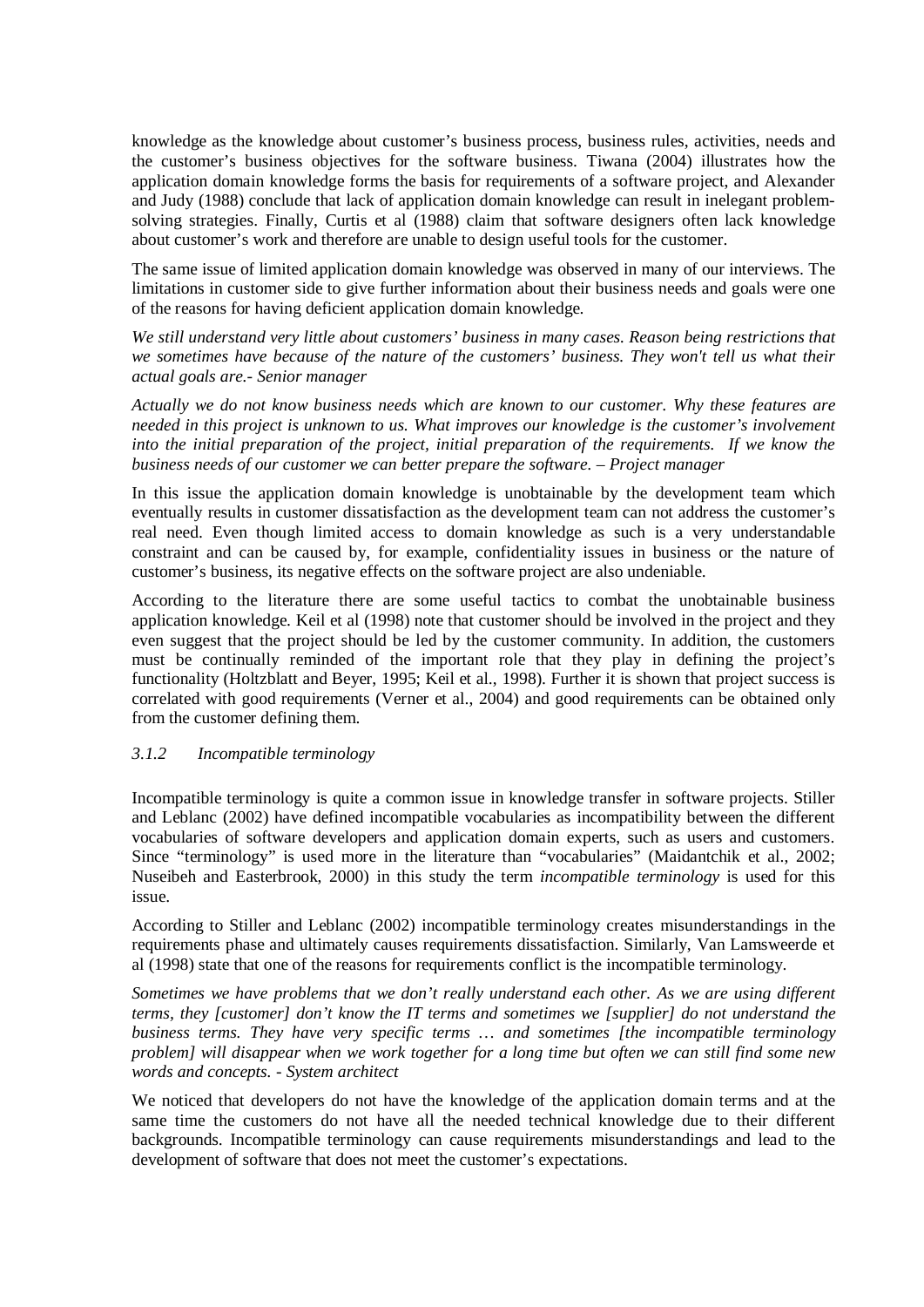knowledge as the knowledge about customer's business process, business rules, activities, needs and the customer's business objectives for the software business. Tiwana (2004) illustrates how the application domain knowledge forms the basis for requirements of a software project, and Alexander and Judy (1988) conclude that lack of application domain knowledge can result in inelegant problem-solving strategies. Finally, Curtis et al (1988) claim that software designers often lack knowledge about customer's work and therefore are unable to design useful tools for the customer.

The same issue of limited application domain knowledge was observed in many of our interviews. The limitations in customer side to give further information about their business needs and goals were one of the reasons for having deficient application domain knowledge.

*We still understand very little about customers' business in many cases. Reason being restrictions that we sometimes have because of the nature of the customers' business. They won't tell us what their actual goals are.- Senior manager*

*Actually we do not know business needs which are known to our customer. Why these features are needed in this project is unknown to us. What improves our knowledge is the customer's involvement into the initial preparation of the project, initial preparation of the requirements. If we know the business needs of our customer we can better prepare the software. – Project manager*

In this issue the application domain knowledge is unobtainable by the development team which eventually results in customer dissatisfaction as the development team can not address the customer's real need. Even though limited access to domain knowledge as such is a very understandable constraint and can be caused by, for example, confidentiality issues in business or the nature of customer's business, its negative effects on the software project are also undeniable.

According to the literature there are some useful tactics to combat the unobtainable business application knowledge. Keil et al (1998) note that customer should be involved in the project and they even suggest that the project should be led by the customer community. In addition, the customers must be continually reminded of the important role that they play in defining the project's functionality (Holtzblatt and Beyer, 1995; Keil et al., 1998). Further it is shown that project success is correlated with good requirements (Verner et al., 2004) and good requirements can be obtained only from the customer defining them.

### *3.1.2 Incompatible terminology*

Incompatible terminology is quite a common issue in knowledge transfer in software projects. Stiller and Leblanc (2002) have defined incompatible vocabularies as incompatibility between the different vocabularies of software developers and application domain experts, such as users and customers. Since "terminology" is used more in the literature than "vocabularies" (Maidantchik et al., 2002; Nuseibeh and Easterbrook, 2000) in this study the term *incompatible terminology* is used for this issue.

According to Stiller and Leblanc (2002) incompatible terminology creates misunderstandings in the requirements phase and ultimately causes requirements dissatisfaction. Similarly, Van Lamsweerde et al (1998) state that one of the reasons for requirements conflict is the incompatible terminology.

*Sometimes we have problems that we don't really understand each other. As we are using different terms, they [customer] don't know the IT terms and sometimes we [supplier] do not understand the business terms. They have very specific terms … and sometimes [the incompatible terminology problem] will disappear when we work together for a long time but often we can still find some new words and concepts. - System architect*

We noticed that developers do not have the knowledge of the application domain terms and at the same time the customers do not have all the needed technical knowledge due to their different backgrounds. Incompatible terminology can cause requirements misunderstandings and lead to the development of software that does not meet the customer's expectations.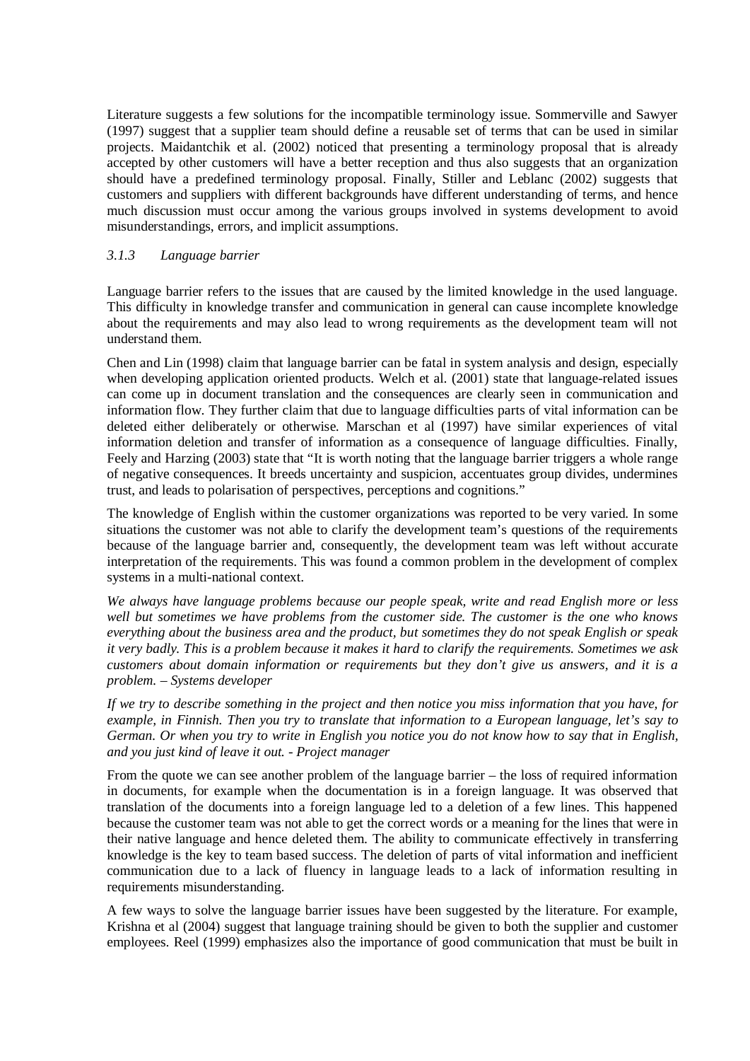Literature suggests a few solutions for the incompatible terminology issue. Sommerville and Sawyer (1997) suggest that a supplier team should define a reusable set of terms that can be used in similar projects. Maidantchik et al. (2002) noticed that presenting a terminology proposal that is already accepted by other customers will have a better reception and thus also suggests that an organization should have a predefined terminology proposal. Finally, Stiller and Leblanc (2002) suggests that customers and suppliers with different backgrounds have different understanding of terms, and hence much discussion must occur among the various groups involved in systems development to avoid misunderstandings, errors, and implicit assumptions.

### *3.1.3 Language barrier*

Language barrier refers to the issues that are caused by the limited knowledge in the used language. This difficulty in knowledge transfer and communication in general can cause incomplete knowledge about the requirements and may also lead to wrong requirements as the development team will not understand them.

Chen and Lin (1998) claim that language barrier can be fatal in system analysis and design, especially when developing application oriented products. Welch et al. (2001) state that language-related issues can come up in document translation and the consequences are clearly seen in communication and information flow. They further claim that due to language difficulties parts of vital information can be deleted either deliberately or otherwise. Marschan et al (1997) have similar experiences of vital information deletion and transfer of information as a consequence of language difficulties. Finally, Feely and Harzing (2003) state that "It is worth noting that the language barrier triggers a whole range of negative consequences. It breeds uncertainty and suspicion, accentuates group divides, undermines trust, and leads to polarisation of perspectives, perceptions and cognitions."

The knowledge of English within the customer organizations was reported to be very varied. In some situations the customer was not able to clarify the development team's questions of the requirements because of the language barrier and, consequently, the development team was left without accurate interpretation of the requirements. This was found a common problem in the development of complex systems in a multi-national context.

*We always have language problems because our people speak, write and read English more or less well but sometimes we have problems from the customer side. The customer is the one who knows everything about the business area and the product, but sometimes they do not speak English or speak it very badly. This is a problem because it makes it hard to clarify the requirements. Sometimes we ask customers about domain information or requirements but they don't give us answers, and it is a problem. – Systems developer*

*If we try to describe something in the project and then notice you miss information that you have, for example, in Finnish. Then you try to translate that information to a European language, let's say to German. Or when you try to write in English you notice you do not know how to say that in English, and you just kind of leave it out. - Project manager*

From the quote we can see another problem of the language barrier – the loss of required information in documents, for example when the documentation is in a foreign language. It was observed that translation of the documents into a foreign language led to a deletion of a few lines. This happened because the customer team was not able to get the correct words or a meaning for the lines that were in their native language and hence deleted them. The ability to communicate effectively in transferring knowledge is the key to team based success. The deletion of parts of vital information and inefficient communication due to a lack of fluency in language leads to a lack of information resulting in requirements misunderstanding.

A few ways to solve the language barrier issues have been suggested by the literature. For example, Krishna et al (2004) suggest that language training should be given to both the supplier and customer employees. Reel (1999) emphasizes also the importance of good communication that must be built in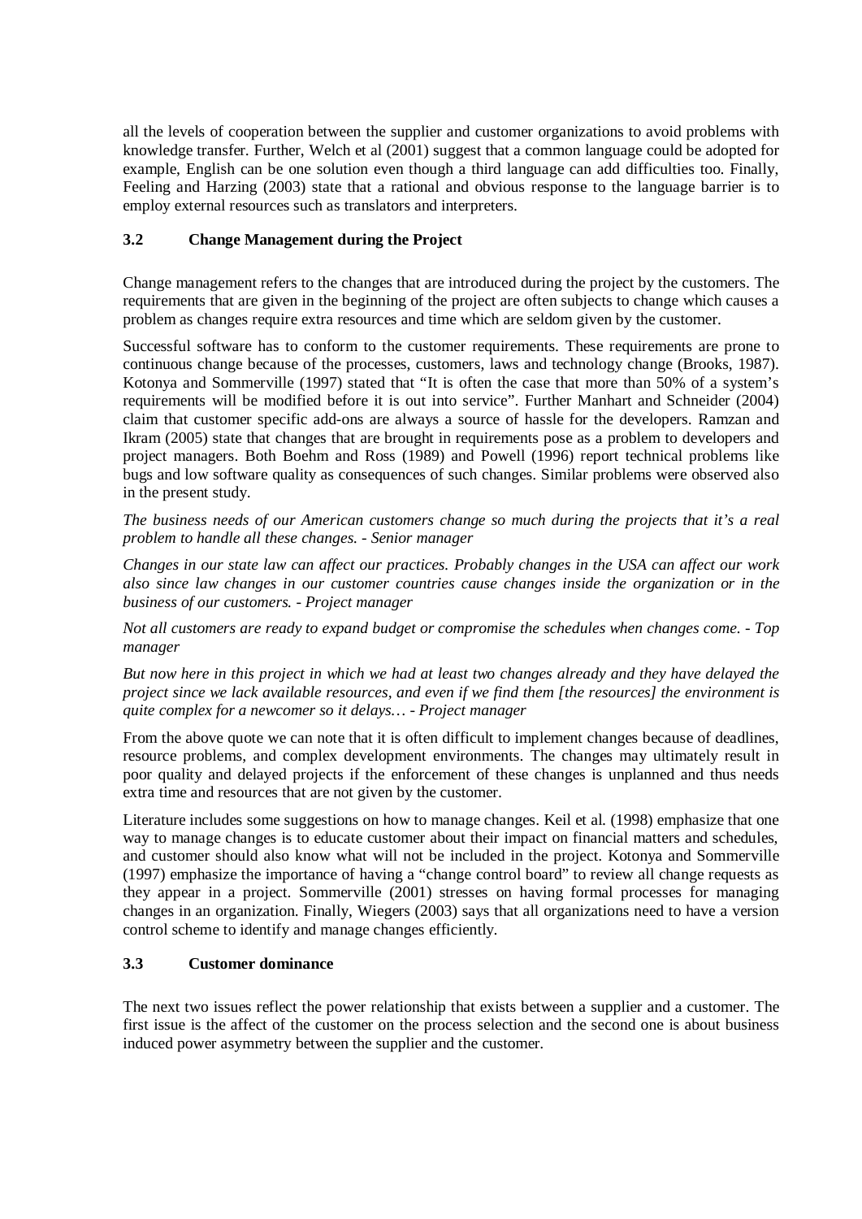all the levels of cooperation between the supplier and customer organizations to avoid problems with knowledge transfer. Further, Welch et al (2001) suggest that a common language could be adopted for example, English can be one solution even though a third language can add difficulties too. Finally, Feeling and Harzing (2003) state that a rational and obvious response to the language barrier is to employ external resources such as translators and interpreters.

### 3.2 Change Management during the Project

Change management refers to the changes that are introduced during the project by the customers. The requirements that are given in the beginning of the project are often subjects to change which causes a problem as changes require extra resources and time which are seldom given by the customer.

Successful software has to conform to the customer requirements. These requirements are prone to continuous change because of the processes, customers, laws and technology change (Brooks, 1987). Kotonya and Sommerville (1997) stated that "It is often the case that more than 50% of a system's requirements will be modified before it is out into service". Further Manhart and Schneider (2004) claim that customer specific add-ons are always a source of hassle for the developers. Ramzan and Ikram (2005) state that changes that are brought in requirements pose as a problem to developers and project managers. Both Boehm and Ross (1989) and Powell (1996) report technical problems like bugs and low software quality as consequences of such changes. Similar problems were observed also in the present study.

*The business needs of our American customers change so much during the projects that it's a real problem to handle all these changes. - Senior manager*

*Changes in our state law can affect our practices. Probably changes in the USA can affect our work also since law changes in our customer countries cause changes inside the organization or in the business of our customers. - Project manager*

*Not all customers are ready to expand budget or compromise the schedules when changes come. - Top manager*

*But now here in this project in which we had at least two changes already and they have delayed the project since we lack available resources, and even if we find them [the resources] the environment is quite complex for a newcomer so it delays… - Project manager*

From the above quote we can note that it is often difficult to implement changes because of deadlines, resource problems, and complex development environments. The changes may ultimately result in poor quality and delayed projects if the enforcement of these changes is unplanned and thus needs extra time and resources that are not given by the customer.

Literature includes some suggestions on how to manage changes. Keil et al. (1998) emphasize that one way to manage changes is to educate customer about their impact on financial matters and schedules, and customer should also know what will not be included in the project. Kotonya and Sommerville (1997) emphasize the importance of having a "change control board" to review all change requests as they appear in a project. Sommerville (2001) stresses on having formal processes for managing changes in an organization. Finally, Wiegers (2003) says that all organizations need to have a version control scheme to identify and manage changes efficiently.

### 3.3 Customer dominance

The next two issues reflect the power relationship that exists between a supplier and a customer. The first issue is the affect of the customer on the process selection and the second one is about business induced power asymmetry between the supplier and the customer.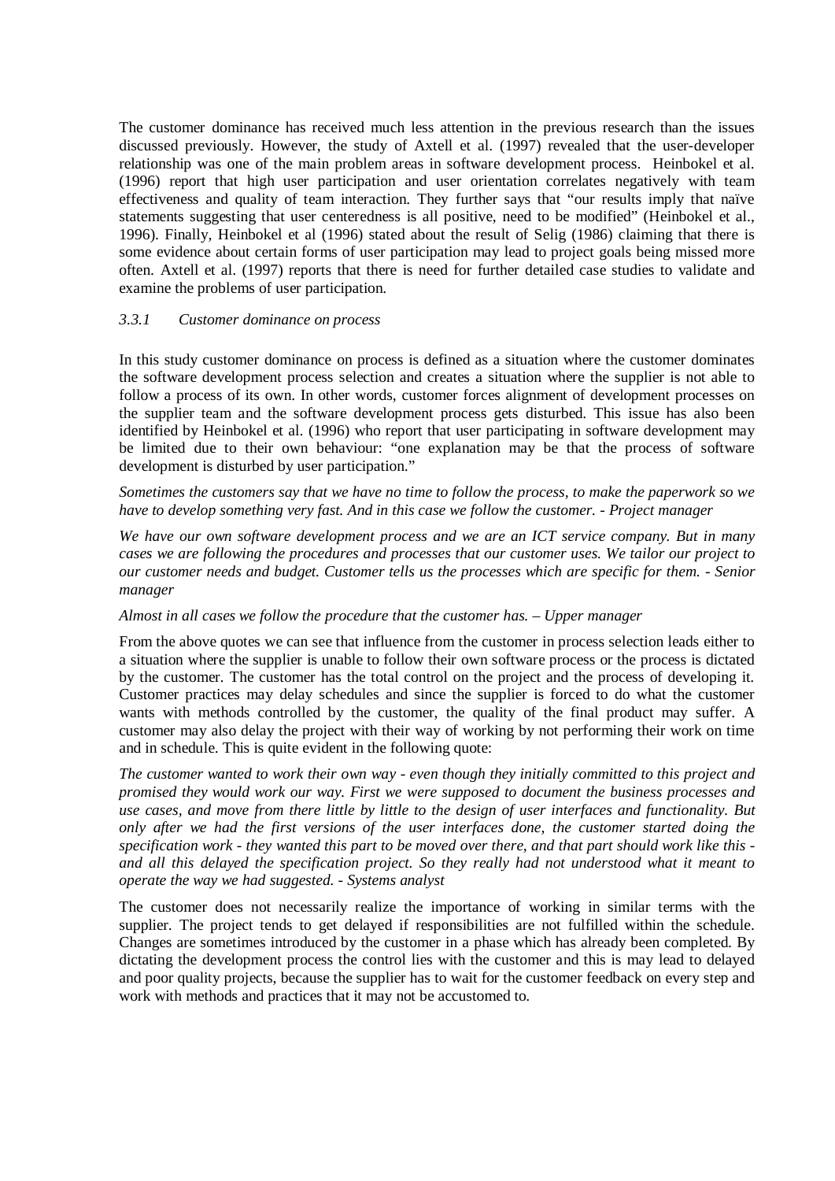The customer dominance has received much less attention in the previous research than the issues discussed previously. However, the study of Axtell et al. (1997) revealed that the user-developer relationship was one of the main problem areas in software development process. Heinbokel et al. (1996) report that high user participation and user orientation correlates negatively with team effectiveness and quality of team interaction. They further says that "our results imply that naïve statements suggesting that user centeredness is all positive, need to be modified" (Heinbokel et al., 1996). Finally, Heinbokel et al (1996) stated about the result of Selig (1986) claiming that there is some evidence about certain forms of user participation may lead to project goals being missed more often. Axtell et al. (1997) reports that there is need for further detailed case studies to validate and examine the problems of user participation.

### *3.3.1 Customer dominance on process*

In this study customer dominance on process is defined as a situation where the customer dominates the software development process selection and creates a situation where the supplier is not able to follow a process of its own. In other words, customer forces alignment of development processes on the supplier team and the software development process gets disturbed. This issue has also been identified by Heinbokel et al. (1996) who report that user participating in software development may be limited due to their own behaviour: "one explanation may be that the process of software development is disturbed by user participation."

*Sometimes the customers say that we have no time to follow the process, to make the paperwork so we have to develop something very fast. And in this case we follow the customer. - Project manager*

*We have our own software development process and we are an ICT service company. But in many cases we are following the procedures and processes that our customer uses. We tailor our project to our customer needs and budget. Customer tells us the processes which are specific for them. - Senior manager*

*Almost in all cases we follow the procedure that the customer has. – Upper manager*

From the above quotes we can see that influence from the customer in process selection leads either to a situation where the supplier is unable to follow their own software process or the process is dictated by the customer. The customer has the total control on the project and the process of developing it. Customer practices may delay schedules and since the supplier is forced to do what the customer wants with methods controlled by the customer, the quality of the final product may suffer. A customer may also delay the project with their way of working by not performing their work on time and in schedule. This is quite evident in the following quote:

*The customer wanted to work their own way - even though they initially committed to this project and promised they would work our way. First we were supposed to document the business processes and use cases, and move from there little by little to the design of user interfaces and functionality. But only after we had the first versions of the user interfaces done, the customer started doing the specification work - they wanted this part to be moved over there, and that part should work like this - and all this delayed the specification project. So they really had not understood what it meant to operate the way we had suggested. - Systems analyst*

The customer does not necessarily realize the importance of working in similar terms with the supplier. The project tends to get delayed if responsibilities are not fulfilled within the schedule. Changes are sometimes introduced by the customer in a phase which has already been completed. By dictating the development process the control lies with the customer and this is may lead to delayed and poor quality projects, because the supplier has to wait for the customer feedback on every step and work with methods and practices that it may not be accustomed to.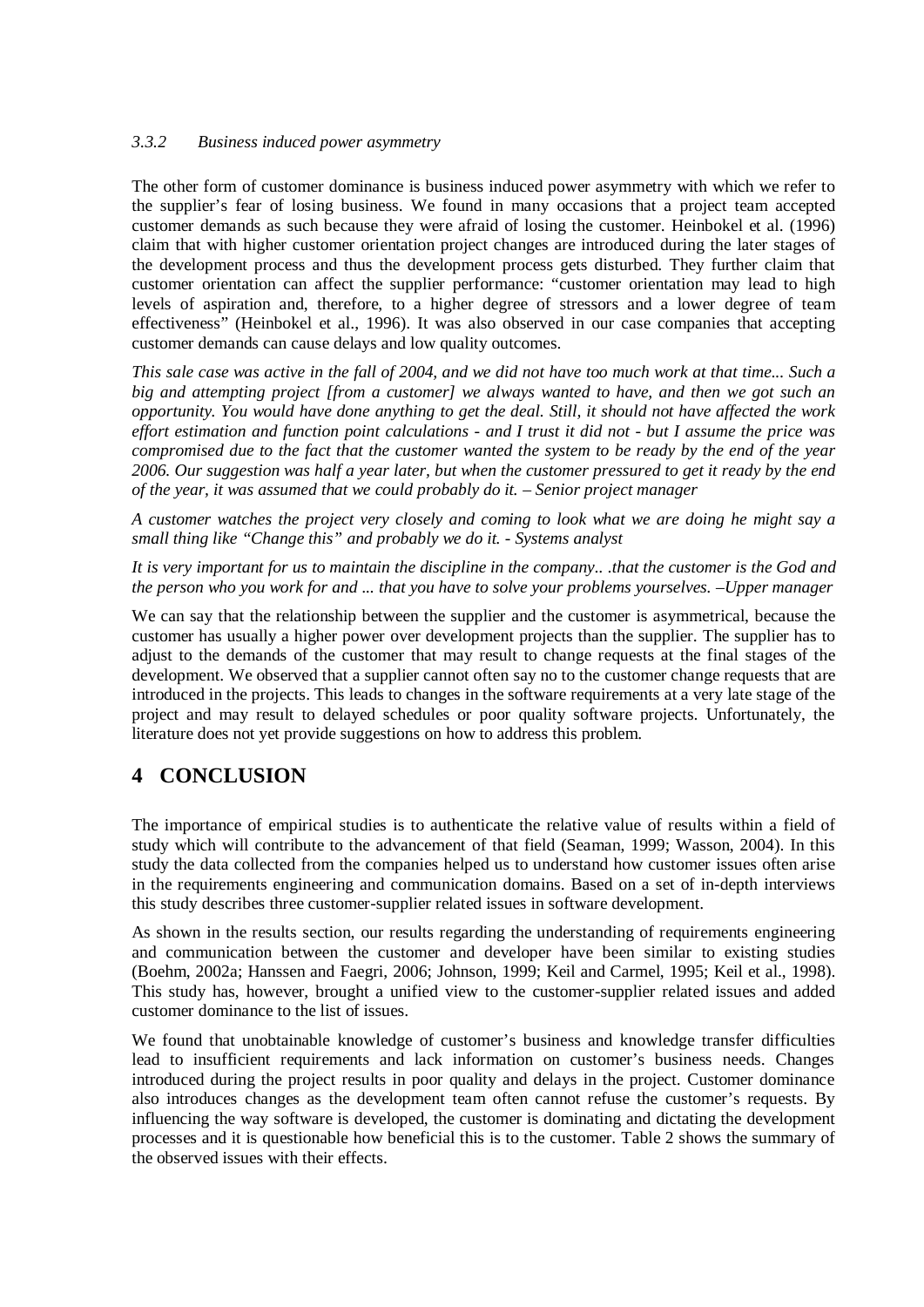### 3.3.2 Business induced power asymmetry

The other form of customer dominance is business induced power asymmetry with which we refer to the supplier's fear of losing business. We found in many occasions that a project team accepted customer demands as such because they were afraid of losing the customer. Heinbokel et al. (1996) claim that with higher customer orientation project changes are introduced during the later stages of the development process and thus the development process gets disturbed. They further claim that customer orientation can affect the supplier performance: "customer orientation may lead to high levels of aspiration and, therefore, to a higher degree of stressors and a lower degree of team effectiveness" (Heinbokel et al., 1996). It was also observed in our case companies that accepting customer demands can cause delays and low quality outcomes.

*This sale case was active in the fall of 2004, and we did not have too much work at that time... Such a big and attempting project [from a customer] we always wanted to have, and then we got such an opportunity. You would have done anything to get the deal. Still, it should not have affected the work effort estimation and function point calculations - and I trust it did not - but I assume the price was compromised due to the fact that the customer wanted the system to be ready by the end of the year 2006. Our suggestion was half a year later, but when the customer pressured to get it ready by the end of the year, it was assumed that we could probably do it. – Senior project manager*

*A customer watches the project very closely and coming to look what we are doing he might say a small thing like "Change this" and probably we do it. - Systems analyst*

*It is very important for us to maintain the discipline in the company.. .that the customer is the God and the person who you work for and ... that you have to solve your problems yourselves. –Upper manager*

We can say that the relationship between the supplier and the customer is asymmetrical, because the customer has usually a higher power over development projects than the supplier. The supplier has to adjust to the demands of the customer that may result to change requests at the final stages of the development. We observed that a supplier cannot often say no to the customer change requests that are introduced in the projects. This leads to changes in the software requirements at a very late stage of the project and may result to delayed schedules or poor quality software projects. Unfortunately, the literature does not yet provide suggestions on how to address this problem.

# 4 CONCLUSION

The importance of empirical studies is to authenticate the relative value of results within a field of study which will contribute to the advancement of that field (Seaman, 1999; Wasson, 2004). In this study the data collected from the companies helped us to understand how customer issues often arise in the requirements engineering and communication domains. Based on a set of in-depth interviews this study describes three customer-supplier related issues in software development.

As shown in the results section, our results regarding the understanding of requirements engineering and communication between the customer and developer have been similar to existing studies (Boehm, 2002a; Hanssen and Faegri, 2006; Johnson, 1999; Keil and Carmel, 1995; Keil et al., 1998). This study has, however, brought a unified view to the customer-supplier related issues and added customer dominance to the list of issues.

We found that unobtainable knowledge of customer's business and knowledge transfer difficulties lead to insufficient requirements and lack information on customer's business needs. Changes introduced during the project results in poor quality and delays in the project. Customer dominance also introduces changes as the development team often cannot refuse the customer's requests. By influencing the way software is developed, the customer is dominating and dictating the development processes and it is questionable how beneficial this is to the customer. Table 2 shows the summary of the observed issues with their effects.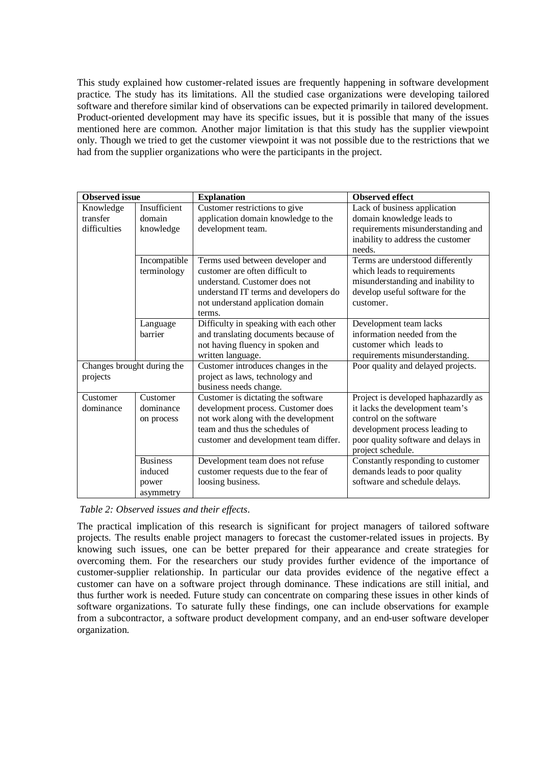This study explained how customer-related issues are frequently happening in software development practice. The study has its limitations. All the studied case organizations were developing tailored software and therefore similar kind of observations can be expected primarily in tailored development. Product-oriented development may have its specific issues, but it is possible that many of the issues mentioned here are common. Another major limitation is that this study has the supplier viewpoint only. Though we tried to get the customer viewpoint it was not possible due to the restrictions that we had from the supplier organizations who were the participants in the project.

| **Observed issue** | | **Explanation** | **Observed effect** |
|---|---|---|---|
| Knowledge transfer difficulties | Insufficient domain knowledge | Customer restrictions to give application domain knowledge to the development team. | Lack of business application domain knowledge leads to requirements misunderstanding and inability to address the customer needs. |
| | Incompatible terminology | Terms used between developer and customer are often difficult to understand. Customer does not understand IT terms and developers do not understand application domain terms. | Terms are understood differently which leads to requirements misunderstanding and inability to develop useful software for the customer. |
| | Language barrier | Difficulty in speaking with each other and translating documents because of not having fluency in spoken and written language. | Development team lacks information needed from the customer which leads to requirements misunderstanding. |
| Changes brought during the projects | | Customer introduces changes in the project as laws, technology and business needs change. | Poor quality and delayed projects. |
| Customer dominance | Customer dominance on process | Customer is dictating the software development process. Customer does not work along with the development team and thus the schedules of customer and development team differ. | Project is developed haphazardly as it lacks the development team's control on the software development process leading to poor quality software and delays in project schedule. |
| | Business induced power asymmetry | Development team does not refuse customer requests due to the fear of loosing business. | Constantly responding to customer demands leads to poor quality software and schedule delays. |

*Table 2: Observed issues and their effects.*

The practical implication of this research is significant for project managers of tailored software projects. The results enable project managers to forecast the customer-related issues in projects. By knowing such issues, one can be better prepared for their appearance and create strategies for overcoming them. For the researchers our study provides further evidence of the importance of customer-supplier relationship. In particular our data provides evidence of the negative effect a customer can have on a software project through dominance. These indications are still initial, and thus further work is needed. Future study can concentrate on comparing these issues in other kinds of software organizations. To saturate fully these findings, one can include observations for example from a subcontractor, a software product development company, and an end-user software developer organization.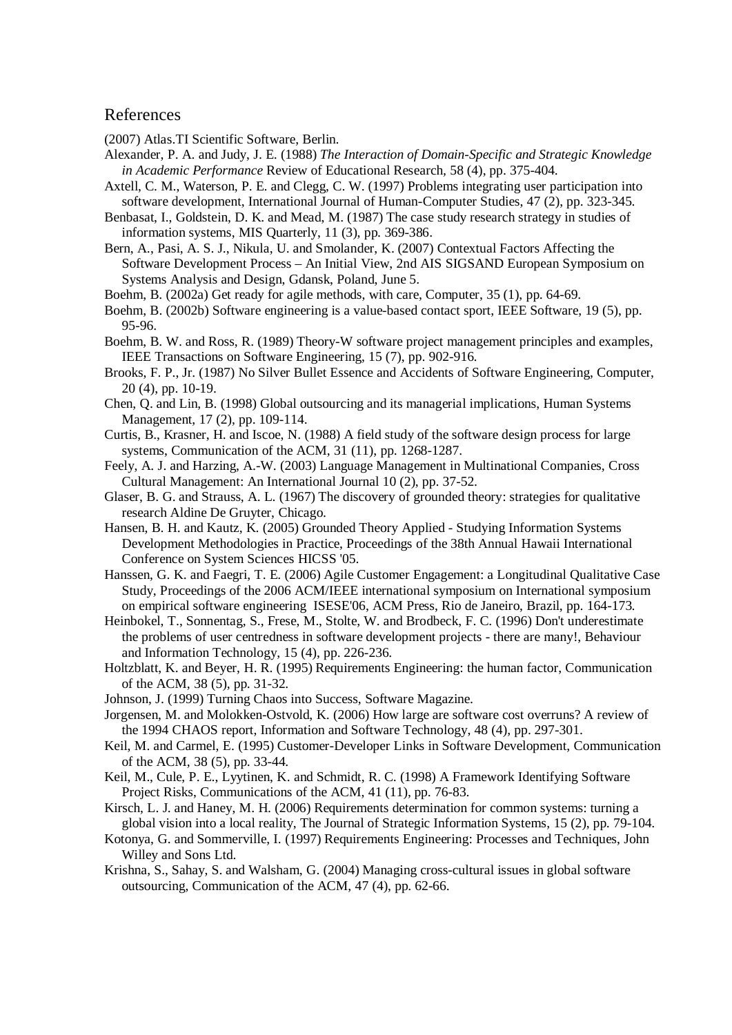## References

(2007) Atlas.TI Scientific Software, Berlin.

Alexander, P. A. and Judy, J. E. (1988) *The Interaction of Domain-Specific and Strategic Knowledge in Academic Performance* Review of Educational Research, 58 (4), pp. 375-404.

Axtell, C. M., Waterson, P. E. and Clegg, C. W. (1997) Problems integrating user participation into software development, International Journal of Human-Computer Studies, 47 (2), pp. 323-345.

Benbasat, I., Goldstein, D. K. and Mead, M. (1987) The case study research strategy in studies of information systems, MIS Quarterly, 11 (3), pp. 369-386.

Bern, A., Pasi, A. S. J., Nikula, U. and Smolander, K. (2007) Contextual Factors Affecting the Software Development Process – An Initial View, 2nd AIS SIGSAND European Symposium on Systems Analysis and Design, Gdansk, Poland, June 5.

Boehm, B. (2002a) Get ready for agile methods, with care, Computer, 35 (1), pp. 64-69.

Boehm, B. (2002b) Software engineering is a value-based contact sport, IEEE Software, 19 (5), pp. 95-96.

Boehm, B. W. and Ross, R. (1989) Theory-W software project management principles and examples, IEEE Transactions on Software Engineering, 15 (7), pp. 902-916.

Brooks, F. P., Jr. (1987) No Silver Bullet Essence and Accidents of Software Engineering, Computer, 20 (4), pp. 10-19.

Chen, Q. and Lin, B. (1998) Global outsourcing and its managerial implications, Human Systems Management, 17 (2), pp. 109-114.

Curtis, B., Krasner, H. and Iscoe, N. (1988) A field study of the software design process for large systems, Communication of the ACM, 31 (11), pp. 1268-1287.

Feely, A. J. and Harzing, A.-W. (2003) Language Management in Multinational Companies, Cross Cultural Management: An International Journal 10 (2), pp. 37-52.

Glaser, B. G. and Strauss, A. L. (1967) The discovery of grounded theory: strategies for qualitative research Aldine De Gruyter, Chicago.

Hansen, B. H. and Kautz, K. (2005) Grounded Theory Applied - Studying Information Systems Development Methodologies in Practice, Proceedings of the 38th Annual Hawaii International Conference on System Sciences HICSS '05.

Hanssen, G. K. and Faegri, T. E. (2006) Agile Customer Engagement: a Longitudinal Qualitative Case Study, Proceedings of the 2006 ACM/IEEE international symposium on International symposium on empirical software engineering ISESE'06, ACM Press, Rio de Janeiro, Brazil, pp. 164-173.

Heinbokel, T., Sonnentag, S., Frese, M., Stolte, W. and Brodbeck, F. C. (1996) Don't underestimate the problems of user centredness in software development projects - there are many!, Behaviour and Information Technology, 15 (4), pp. 226-236.

Holtzblatt, K. and Beyer, H. R. (1995) Requirements Engineering: the human factor, Communication of the ACM, 38 (5), pp. 31-32.

Johnson, J. (1999) Turning Chaos into Success, Software Magazine.

Jorgensen, M. and Molokken-Ostvold, K. (2006) How large are software cost overruns? A review of the 1994 CHAOS report, Information and Software Technology, 48 (4), pp. 297-301.

Keil, M. and Carmel, E. (1995) Customer-Developer Links in Software Development, Communication of the ACM, 38 (5), pp. 33-44.

Keil, M., Cule, P. E., Lyytinen, K. and Schmidt, R. C. (1998) A Framework Identifying Software Project Risks, Communications of the ACM, 41 (11), pp. 76-83.

Kirsch, L. J. and Haney, M. H. (2006) Requirements determination for common systems: turning a global vision into a local reality, The Journal of Strategic Information Systems, 15 (2), pp. 79-104.

Kotonya, G. and Sommerville, I. (1997) Requirements Engineering: Processes and Techniques, John Willey and Sons Ltd.

Krishna, S., Sahay, S. and Walsham, G. (2004) Managing cross-cultural issues in global software outsourcing, Communication of the ACM, 47 (4), pp. 62-66.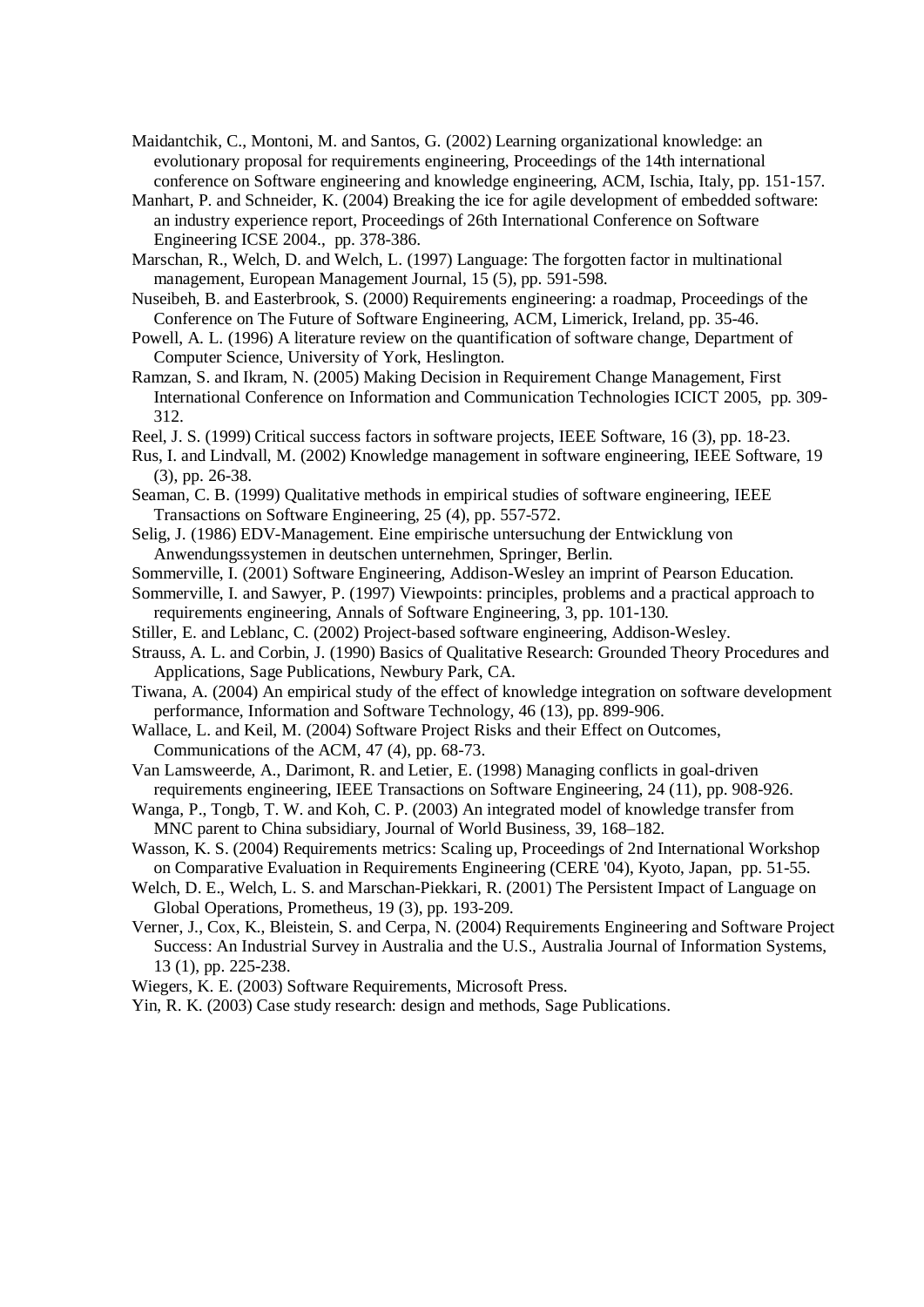Maidantchik, C., Montoni, M. and Santos, G. (2002) Learning organizational knowledge: an evolutionary proposal for requirements engineering, Proceedings of the 14th international conference on Software engineering and knowledge engineering, ACM, Ischia, Italy, pp. 151-157.

Manhart, P. and Schneider, K. (2004) Breaking the ice for agile development of embedded software: an industry experience report, Proceedings of 26th International Conference on Software Engineering ICSE 2004., pp. 378-386.

Marschan, R., Welch, D. and Welch, L. (1997) Language: The forgotten factor in multinational management, European Management Journal, 15 (5), pp. 591-598.

Nuseibeh, B. and Easterbrook, S. (2000) Requirements engineering: a roadmap, Proceedings of the Conference on The Future of Software Engineering, ACM, Limerick, Ireland, pp. 35-46.

Powell, A. L. (1996) A literature review on the quantification of software change, Department of Computer Science, University of York, Heslington.

Ramzan, S. and Ikram, N. (2005) Making Decision in Requirement Change Management, First International Conference on Information and Communication Technologies ICICT 2005, pp. 309-312.

Reel, J. S. (1999) Critical success factors in software projects, IEEE Software, 16 (3), pp. 18-23.

Rus, I. and Lindvall, M. (2002) Knowledge management in software engineering, IEEE Software, 19 (3), pp. 26-38.

Seaman, C. B. (1999) Qualitative methods in empirical studies of software engineering, IEEE Transactions on Software Engineering, 25 (4), pp. 557-572.

Selig, J. (1986) EDV-Management. Eine empirische untersuchung der Entwicklung von Anwendungssystemen in deutschen unternehmen, Springer, Berlin.

Sommerville, I. (2001) Software Engineering, Addison-Wesley an imprint of Pearson Education.

Sommerville, I. and Sawyer, P. (1997) Viewpoints: principles, problems and a practical approach to requirements engineering, Annals of Software Engineering, 3, pp. 101-130.

Stiller, E. and Leblanc, C. (2002) Project-based software engineering, Addison-Wesley.

Strauss, A. L. and Corbin, J. (1990) Basics of Qualitative Research: Grounded Theory Procedures and Applications, Sage Publications, Newbury Park, CA.

Tiwana, A. (2004) An empirical study of the effect of knowledge integration on software development performance, Information and Software Technology, 46 (13), pp. 899-906.

Wallace, L. and Keil, M. (2004) Software Project Risks and their Effect on Outcomes, Communications of the ACM, 47 (4), pp. 68-73.

Van Lamsweerde, A., Darimont, R. and Letier, E. (1998) Managing conflicts in goal-driven requirements engineering, IEEE Transactions on Software Engineering, 24 (11), pp. 908-926.

Wanga, P., Tongb, T. W. and Koh, C. P. (2003) An integrated model of knowledge transfer from MNC parent to China subsidiary, Journal of World Business, 39, 168–182.

Wasson, K. S. (2004) Requirements metrics: Scaling up, Proceedings of 2nd International Workshop on Comparative Evaluation in Requirements Engineering (CERE '04), Kyoto, Japan, pp. 51-55.

Welch, D. E., Welch, L. S. and Marschan-Piekkari, R. (2001) The Persistent Impact of Language on Global Operations, Prometheus, 19 (3), pp. 193-209.

Verner, J., Cox, K., Bleistein, S. and Cerpa, N. (2004) Requirements Engineering and Software Project Success: An Industrial Survey in Australia and the U.S., Australia Journal of Information Systems, 13 (1), pp. 225-238.

Wiegers, K. E. (2003) Software Requirements, Microsoft Press.

Yin, R. K. (2003) Case study research: design and methods, Sage Publications.